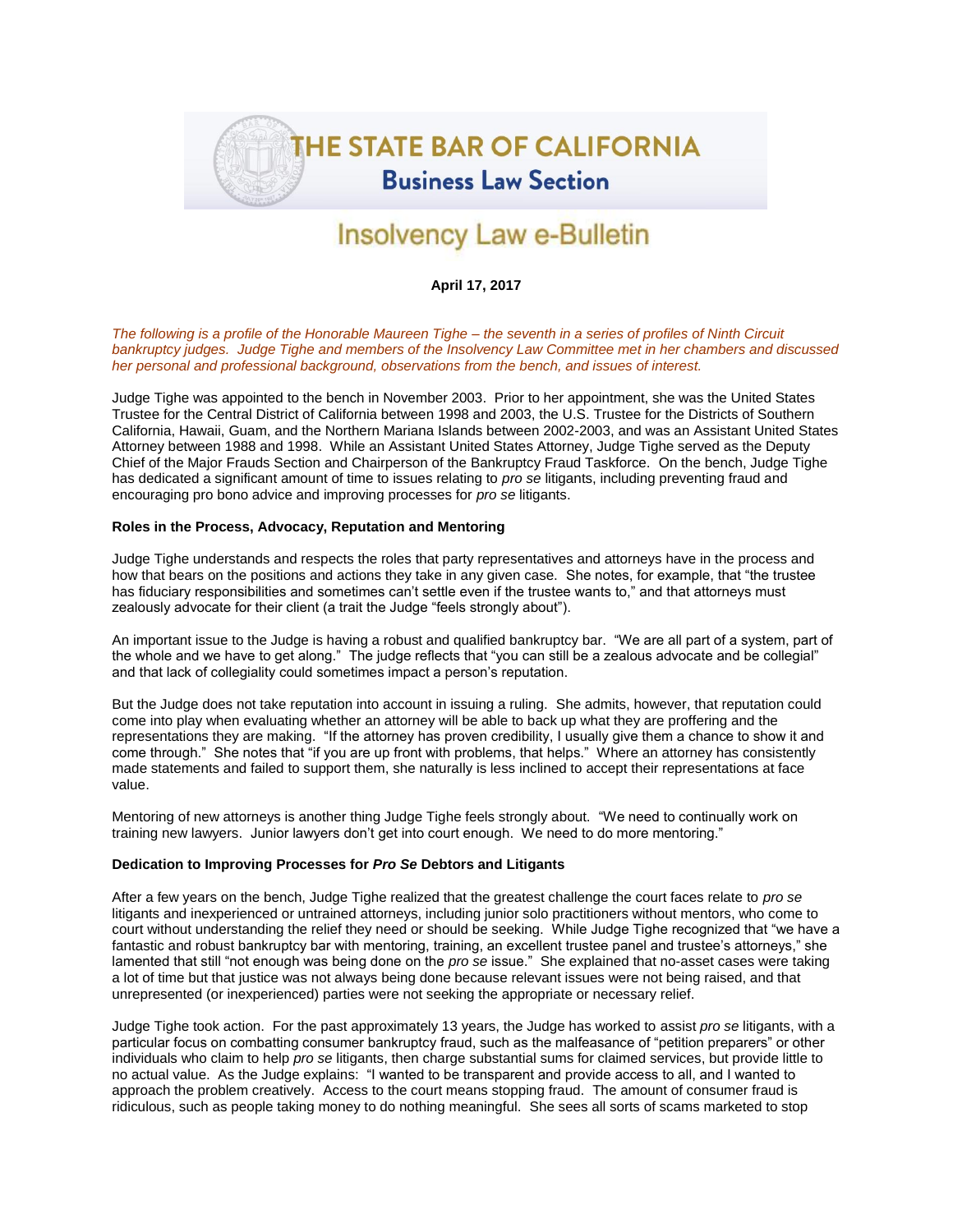# THE STATE BAR OF CALIFORNIA
## Business Law Section

# Insolvency Law e-Bulletin

**April 17, 2017**

*The following is a profile of the Honorable Maureen Tighe – the seventh in a series of profiles of Ninth Circuit bankruptcy judges. Judge Tighe and members of the Insolvency Law Committee met in her chambers and discussed her personal and professional background, observations from the bench, and issues of interest.*

Judge Tighe was appointed to the bench in November 2003. Prior to her appointment, she was the United States Trustee for the Central District of California between 1998 and 2003, the U.S. Trustee for the Districts of Southern California, Hawaii, Guam, and the Northern Mariana Islands between 2002-2003, and was an Assistant United States Attorney between 1988 and 1998. While an Assistant United States Attorney, Judge Tighe served as the Deputy Chief of the Major Frauds Section and Chairperson of the Bankruptcy Fraud Taskforce. On the bench, Judge Tighe has dedicated a significant amount of time to issues relating to *pro se* litigants, including preventing fraud and encouraging pro bono advice and improving processes for *pro se* litigants.

**Roles in the Process, Advocacy, Reputation and Mentoring**

Judge Tighe understands and respects the roles that party representatives and attorneys have in the process and how that bears on the positions and actions they take in any given case. She notes, for example, that "the trustee has fiduciary responsibilities and sometimes can't settle even if the trustee wants to," and that attorneys must zealously advocate for their client (a trait the Judge "feels strongly about").

An important issue to the Judge is having a robust and qualified bankruptcy bar. "We are all part of a system, part of the whole and we have to get along." The judge reflects that "you can still be a zealous advocate and be collegial" and that lack of collegiality could sometimes impact a person's reputation.

But the Judge does not take reputation into account in issuing a ruling. She admits, however, that reputation could come into play when evaluating whether an attorney will be able to back up what they are proffering and the representations they are making. "If the attorney has proven credibility, I usually give them a chance to show it and come through." She notes that "if you are up front with problems, that helps." Where an attorney has consistently made statements and failed to support them, she naturally is less inclined to accept their representations at face value.

Mentoring of new attorneys is another thing Judge Tighe feels strongly about. "We need to continually work on training new lawyers. Junior lawyers don't get into court enough. We need to do more mentoring."

**Dedication to Improving Processes for *Pro Se* Debtors and Litigants**

After a few years on the bench, Judge Tighe realized that the greatest challenge the court faces relate to *pro se* litigants and inexperienced or untrained attorneys, including junior solo practitioners without mentors, who come to court without understanding the relief they need or should be seeking. While Judge Tighe recognized that "we have a fantastic and robust bankruptcy bar with mentoring, training, an excellent trustee panel and trustee's attorneys," she lamented that still "not enough was being done on the *pro se* issue." She explained that no-asset cases were taking a lot of time but that justice was not always being done because relevant issues were not being raised, and that unrepresented (or inexperienced) parties were not seeking the appropriate or necessary relief.

Judge Tighe took action. For the past approximately 13 years, the Judge has worked to assist *pro se* litigants, with a particular focus on combatting consumer bankruptcy fraud, such as the malfeasance of "petition preparers" or other individuals who claim to help *pro se* litigants, then charge substantial sums for claimed services, but provide little to no actual value. As the Judge explains: "I wanted to be transparent and provide access to all, and I wanted to approach the problem creatively. Access to the court means stopping fraud. The amount of consumer fraud is ridiculous, such as people taking money to do nothing meaningful. She sees all sorts of scams marketed to stop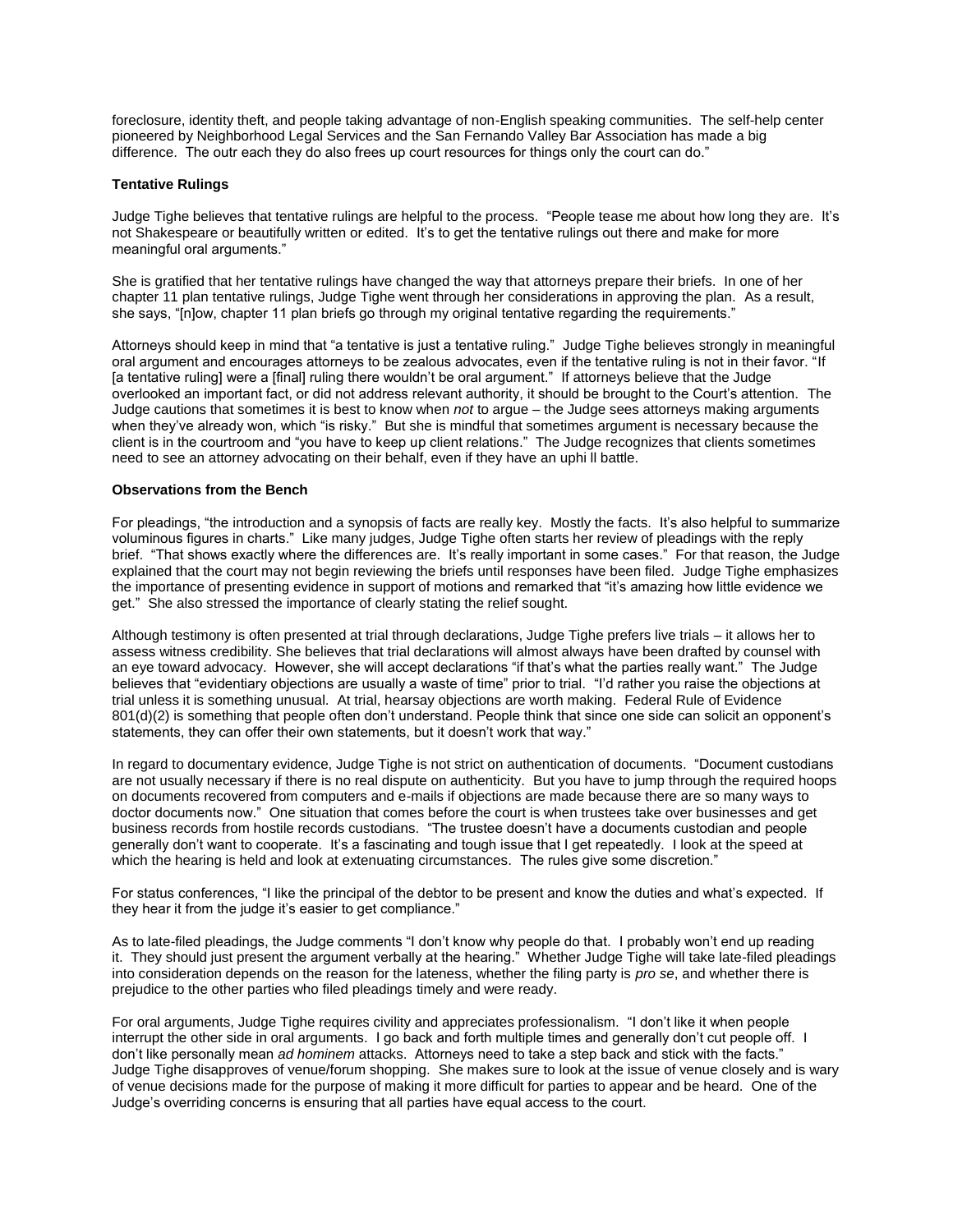foreclosure, identity theft, and people taking advantage of non-English speaking communities. The self-help center pioneered by Neighborhood Legal Services and the San Fernando Valley Bar Association has made a big difference. The outr each they do also frees up court resources for things only the court can do."

### Tentative Rulings

Judge Tighe believes that tentative rulings are helpful to the process. "People tease me about how long they are. It's not Shakespeare or beautifully written or edited. It's to get the tentative rulings out there and make for more meaningful oral arguments."

She is gratified that her tentative rulings have changed the way that attorneys prepare their briefs. In one of her chapter 11 plan tentative rulings, Judge Tighe went through her considerations in approving the plan. As a result, she says, "[n]ow, chapter 11 plan briefs go through my original tentative regarding the requirements."

Attorneys should keep in mind that "a tentative is just a tentative ruling." Judge Tighe believes strongly in meaningful oral argument and encourages attorneys to be zealous advocates, even if the tentative ruling is not in their favor. "If [a tentative ruling] were a [final] ruling there wouldn't be oral argument." If attorneys believe that the Judge overlooked an important fact, or did not address relevant authority, it should be brought to the Court's attention. The Judge cautions that sometimes it is best to know when *not* to argue – the Judge sees attorneys making arguments when they've already won, which "is risky." But she is mindful that sometimes argument is necessary because the client is in the courtroom and "you have to keep up client relations." The Judge recognizes that clients sometimes need to see an attorney advocating on their behalf, even if they have an uphi ll battle.

### Observations from the Bench

For pleadings, "the introduction and a synopsis of facts are really key. Mostly the facts. It's also helpful to summarize voluminous figures in charts." Like many judges, Judge Tighe often starts her review of pleadings with the reply brief. "That shows exactly where the differences are. It's really important in some cases." For that reason, the Judge explained that the court may not begin reviewing the briefs until responses have been filed. Judge Tighe emphasizes the importance of presenting evidence in support of motions and remarked that "it's amazing how little evidence we get." She also stressed the importance of clearly stating the relief sought.

Although testimony is often presented at trial through declarations, Judge Tighe prefers live trials – it allows her to assess witness credibility. She believes that trial declarations will almost always have been drafted by counsel with an eye toward advocacy. However, she will accept declarations "if that's what the parties really want." The Judge believes that "evidentiary objections are usually a waste of time" prior to trial. "I'd rather you raise the objections at trial unless it is something unusual. At trial, hearsay objections are worth making. Federal Rule of Evidence 801(d)(2) is something that people often don't understand. People think that since one side can solicit an opponent's statements, they can offer their own statements, but it doesn't work that way."

In regard to documentary evidence, Judge Tighe is not strict on authentication of documents. "Document custodians are not usually necessary if there is no real dispute on authenticity. But you have to jump through the required hoops on documents recovered from computers and e-mails if objections are made because there are so many ways to doctor documents now." One situation that comes before the court is when trustees take over businesses and get business records from hostile records custodians. "The trustee doesn't have a documents custodian and people generally don't want to cooperate. It's a fascinating and tough issue that I get repeatedly. I look at the speed at which the hearing is held and look at extenuating circumstances. The rules give some discretion."

For status conferences, "I like the principal of the debtor to be present and know the duties and what's expected. If they hear it from the judge it's easier to get compliance."

As to late-filed pleadings, the Judge comments "I don't know why people do that. I probably won't end up reading it. They should just present the argument verbally at the hearing." Whether Judge Tighe will take late-filed pleadings into consideration depends on the reason for the lateness, whether the filing party is *pro se*, and whether there is prejudice to the other parties who filed pleadings timely and were ready.

For oral arguments, Judge Tighe requires civility and appreciates professionalism. "I don't like it when people interrupt the other side in oral arguments. I go back and forth multiple times and generally don't cut people off. I don't like personally mean *ad hominem* attacks. Attorneys need to take a step back and stick with the facts." Judge Tighe disapproves of venue/forum shopping. She makes sure to look at the issue of venue closely and is wary of venue decisions made for the purpose of making it more difficult for parties to appear and be heard. One of the Judge's overriding concerns is ensuring that all parties have equal access to the court.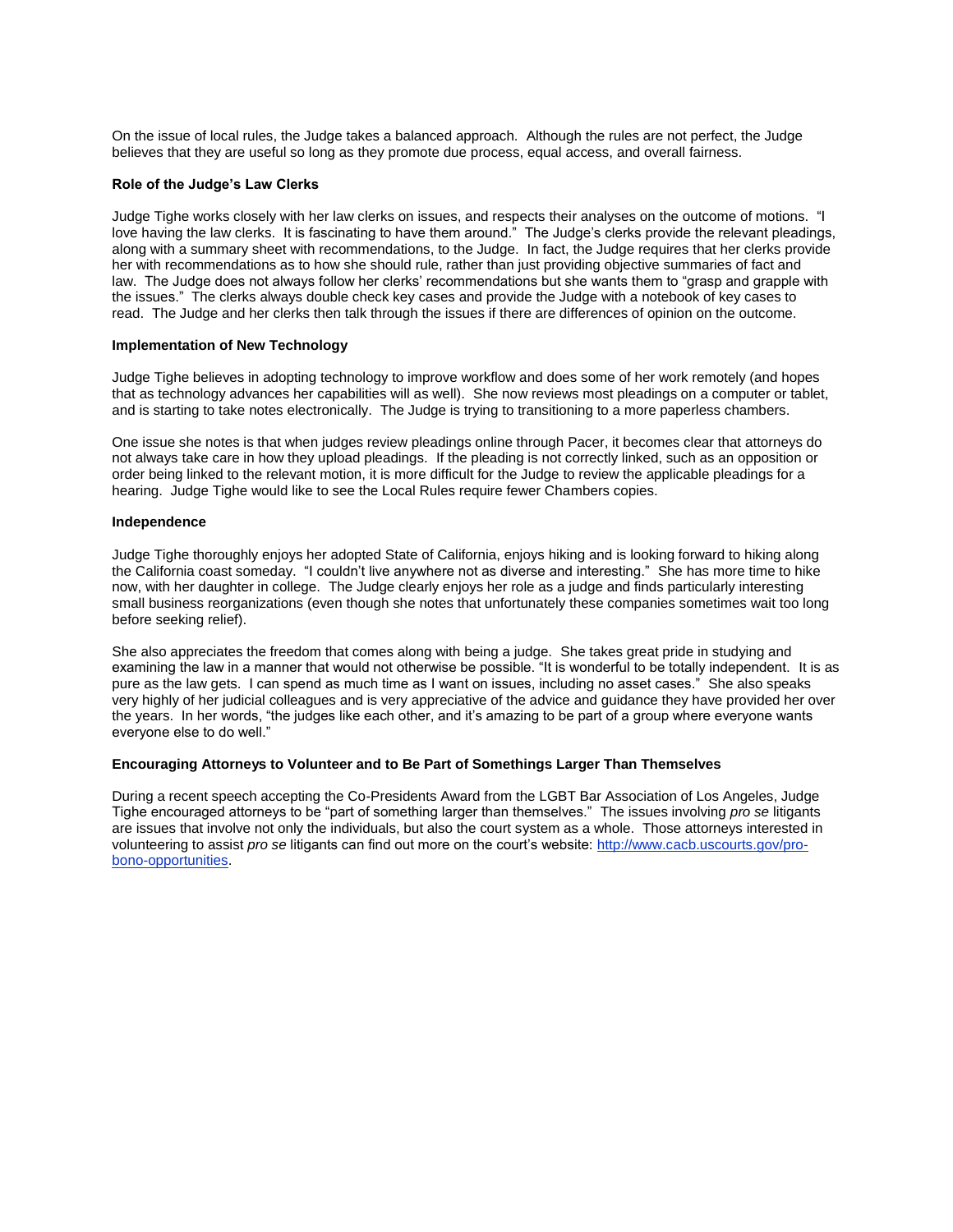On the issue of local rules, the Judge takes a balanced approach. Although the rules are not perfect, the Judge believes that they are useful so long as they promote due process, equal access, and overall fairness.

**Role of the Judge's Law Clerks**

Judge Tighe works closely with her law clerks on issues, and respects their analyses on the outcome of motions. "I love having the law clerks. It is fascinating to have them around." The Judge's clerks provide the relevant pleadings, along with a summary sheet with recommendations, to the Judge. In fact, the Judge requires that her clerks provide her with recommendations as to how she should rule, rather than just providing objective summaries of fact and law. The Judge does not always follow her clerks' recommendations but she wants them to "grasp and grapple with the issues." The clerks always double check key cases and provide the Judge with a notebook of key cases to read. The Judge and her clerks then talk through the issues if there are differences of opinion on the outcome.

**Implementation of New Technology**

Judge Tighe believes in adopting technology to improve workflow and does some of her work remotely (and hopes that as technology advances her capabilities will as well). She now reviews most pleadings on a computer or tablet, and is starting to take notes electronically. The Judge is trying to transitioning to a more paperless chambers.

One issue she notes is that when judges review pleadings online through Pacer, it becomes clear that attorneys do not always take care in how they upload pleadings. If the pleading is not correctly linked, such as an opposition or order being linked to the relevant motion, it is more difficult for the Judge to review the applicable pleadings for a hearing. Judge Tighe would like to see the Local Rules require fewer Chambers copies.

**Independence**

Judge Tighe thoroughly enjoys her adopted State of California, enjoys hiking and is looking forward to hiking along the California coast someday. "I couldn't live anywhere not as diverse and interesting." She has more time to hike now, with her daughter in college. The Judge clearly enjoys her role as a judge and finds particularly interesting small business reorganizations (even though she notes that unfortunately these companies sometimes wait too long before seeking relief).

She also appreciates the freedom that comes along with being a judge. She takes great pride in studying and examining the law in a manner that would not otherwise be possible. "It is wonderful to be totally independent. It is as pure as the law gets. I can spend as much time as I want on issues, including no asset cases." She also speaks very highly of her judicial colleagues and is very appreciative of the advice and guidance they have provided her over the years. In her words, "the judges like each other, and it's amazing to be part of a group where everyone wants everyone else to do well."

**Encouraging Attorneys to Volunteer and to Be Part of Somethings Larger Than Themselves**

During a recent speech accepting the Co-Presidents Award from the LGBT Bar Association of Los Angeles, Judge Tighe encouraged attorneys to be "part of something larger than themselves." The issues involving *pro se* litigants are issues that involve not only the individuals, but also the court system as a whole. Those attorneys interested in volunteering to assist *pro se* litigants can find out more on the court's website: [http://www.cacb.uscourts.gov/pro-bono-opportunities](http://www.cacb.uscourts.gov/pro-bono-opportunities).